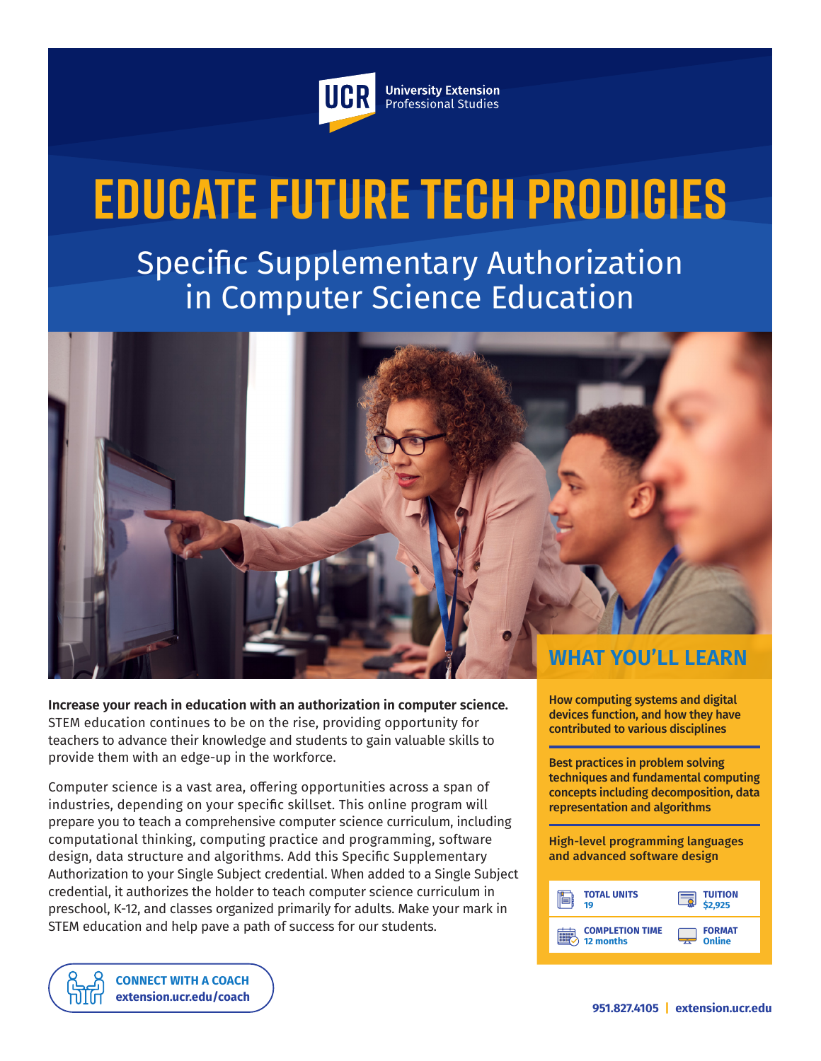UCR University Extension Professional Studies

# EDUCATE FUTURE TECH PRODIGIES

## Specific Supplementary Authorization in Computer Science Education

**Increase your reach in education with an authorization in computer science.** STEM education continues to be on the rise, providing opportunity for teachers to advance their knowledge and students to gain valuable skills to provide them with an edge-up in the workforce.

Computer science is a vast area, offering opportunities across a span of industries, depending on your specific skillset. This online program will prepare you to teach a comprehensive computer science curriculum, including computational thinking, computing practice and programming, software design, data structure and algorithms. Add this Specific Supplementary Authorization to your Single Subject credential. When added to a Single Subject credential, it authorizes the holder to teach computer science curriculum in preschool, K-12, and classes organized primarily for adults. Make your mark in STEM education and help pave a path of success for our students.

## WHAT YOU'LL LEARN

**How computing systems and digital devices function, and how they have contributed to various disciplines**

**Best practices in problem solving techniques and fundamental computing concepts including decomposition, data representation and algorithms**

**High-level programming languages and advanced software design**

| | |
|---|---|
| **TOTAL UNITS** 19 | **TUITION** $2,925 |
| **COMPLETION TIME** 12 months | **FORMAT** Online |

**CONNECT WITH A COACH**
**extension.ucr.edu/coach**

**951.827.4105 | extension.ucr.edu**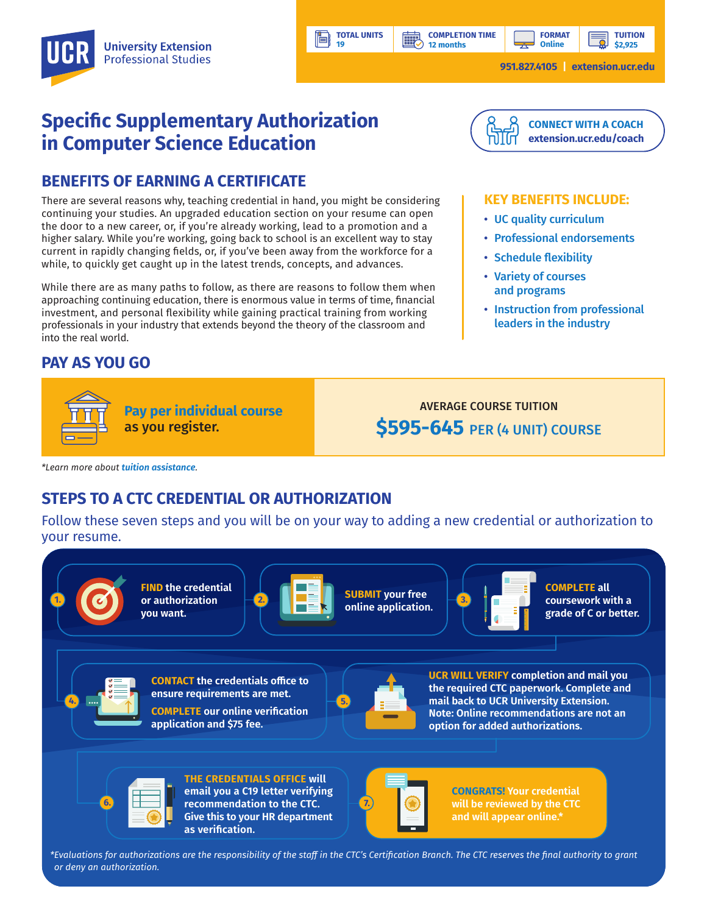UCR University Extension Professional Studies

| TOTAL UNITS | COMPLETION TIME | FORMAT | TUITION |
|---|---|---|---|
| 19 | 12 months | Online | $2,925 |

951.827.4105 | extension.ucr.edu

# Specific Supplementary Authorization in Computer Science Education

**CONNECT WITH A COACH**
**extension.ucr.edu/coach**

## BENEFITS OF EARNING A CERTIFICATE

There are several reasons why, teaching credential in hand, you might be considering continuing your studies. An upgraded education section on your resume can open the door to a new career, or, if you're already working, lead to a promotion and a higher salary. While you're working, going back to school is an excellent way to stay current in rapidly changing fields, or, if you've been away from the workforce for a while, to quickly get caught up in the latest trends, concepts, and advances.

While there are as many paths to follow, as there are reasons to follow them when approaching continuing education, there is enormous value in terms of time, financial investment, and personal flexibility while gaining practical training from working professionals in your industry that extends beyond the theory of the classroom and into the real world.

### KEY BENEFITS INCLUDE:

- UC quality curriculum
- Professional endorsements
- Schedule flexibility
- Variety of courses and programs
- Instruction from professional leaders in the industry

## PAY AS YOU GO

**Pay per individual course as you register.**

AVERAGE COURSE TUITION
**$595-645 PER (4 UNIT) COURSE**

*Learn more about tuition assistance.*

## STEPS TO A CTC CREDENTIAL OR AUTHORIZATION

Follow these seven steps and you will be on your way to adding a new credential or authorization to your resume.

1. **FIND** the credential or authorization you want.
2. **SUBMIT** your free online application.
3. **COMPLETE** all coursework with a grade of C or better.
4. **CONTACT** the credentials office to ensure requirements are met. **COMPLETE** our online verification application and $75 fee.
5. **UCR WILL VERIFY** completion and mail you the required CTC paperwork. Complete and mail back to UCR University Extension. Note: Online recommendations are not an option for added authorizations.
6. **THE CREDENTIALS OFFICE** will email you a C19 letter verifying recommendation to the CTC. Give this to your HR department as verification.
7. **CONGRATS!** Your credential will be reviewed by the CTC and will appear online.*

*Evaluations for authorizations are the responsibility of the staff in the CTC's Certification Branch. The CTC reserves the final authority to grant or deny an authorization.*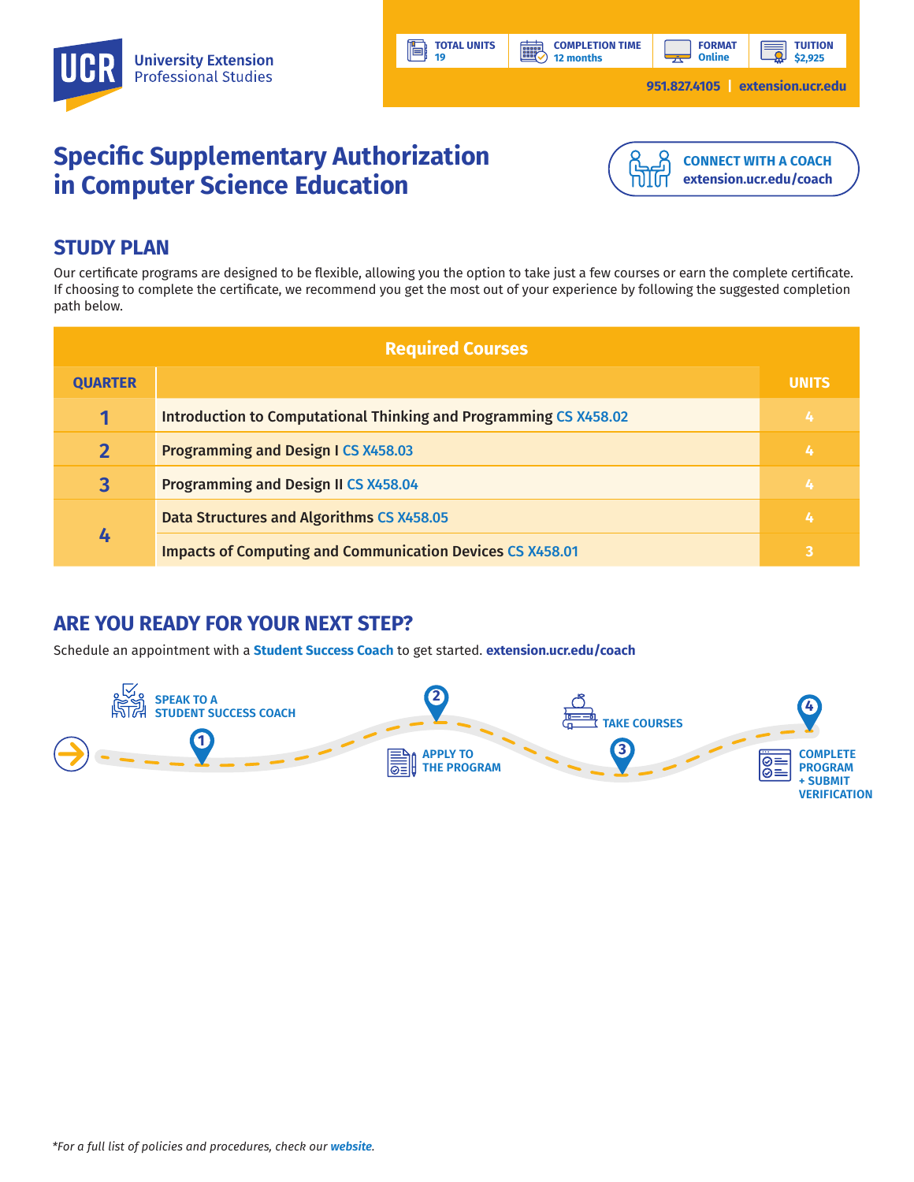UCR University Extension Professional Studies

| TOTAL UNITS | COMPLETION TIME | FORMAT | TUITION |
| --- | --- | --- | --- |
| 19 | 12 months | Online | $2,925 |

951.827.4105 | extension.ucr.edu

# Specific Supplementary Authorization in Computer Science Education

**CONNECT WITH A COACH**
**extension.ucr.edu/coach**

## STUDY PLAN

Our certificate programs are designed to be flexible, allowing you the option to take just a few courses or earn the complete certificate. If choosing to complete the certificate, we recommend you get the most out of your experience by following the suggested completion path below.

**Required Courses**

| QUARTER | | UNITS |
| --- | --- | --- |
| 1 | Introduction to Computational Thinking and Programming CS X458.02 | 4 |
| 2 | Programming and Design I CS X458.03 | 4 |
| 3 | Programming and Design II CS X458.04 | 4 |
| 4 | Data Structures and Algorithms CS X458.05 | 4 |
| | Impacts of Computing and Communication Devices CS X458.01 | 3 |

## ARE YOU READY FOR YOUR NEXT STEP?

Schedule an appointment with a **Student Success Coach** to get started. **extension.ucr.edu/coach**

1. SPEAK TO A STUDENT SUCCESS COACH
2. APPLY TO THE PROGRAM
3. TAKE COURSES
4. COMPLETE PROGRAM + SUBMIT VERIFICATION

*For a full list of policies and procedures, check our **website**.*